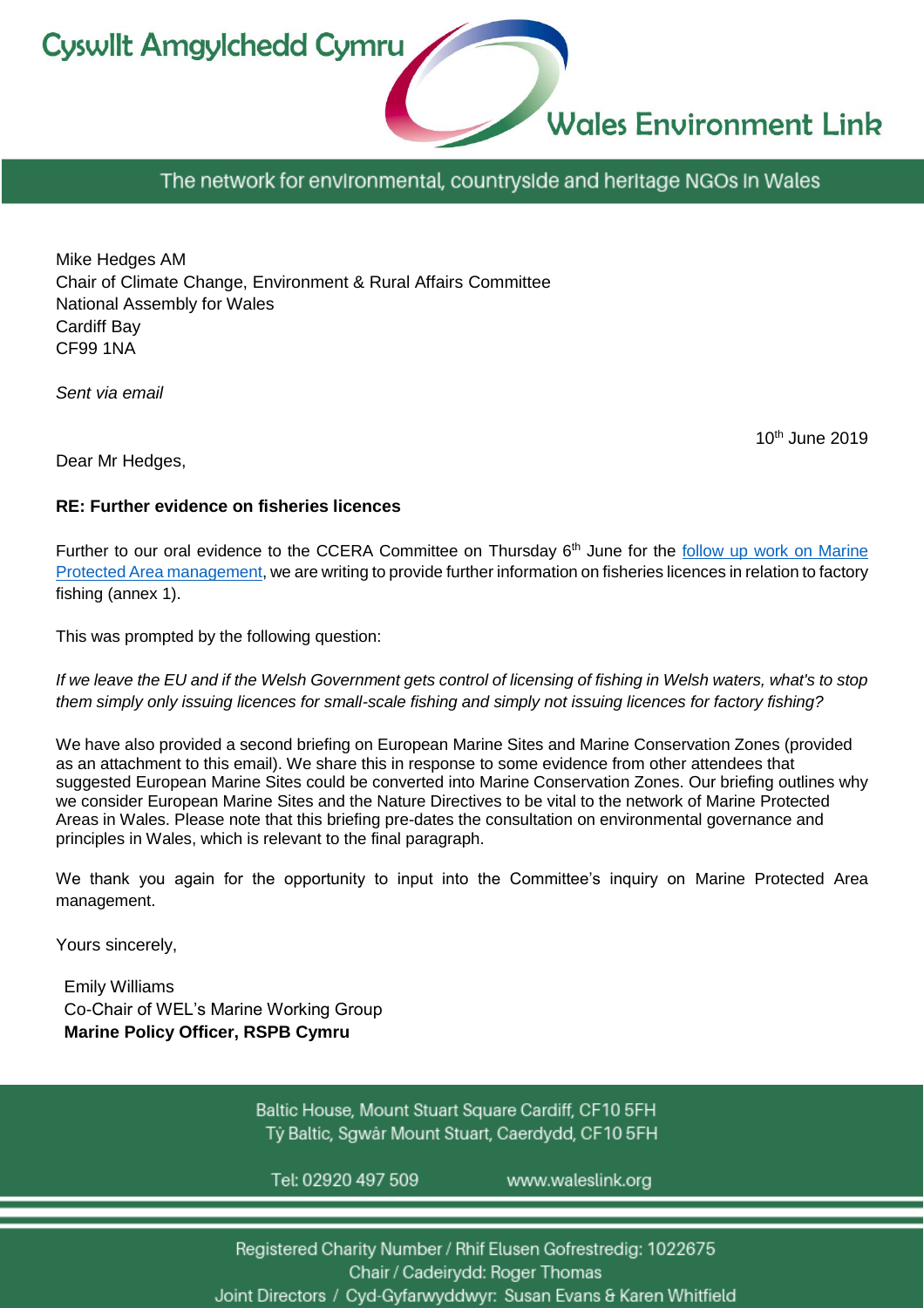Cyswllt Amgylchedd Cymru

Wales Environment Link

The network for environmental, countryside and heritage NGOs in Wales

Mike Hedges AM
Chair of Climate Change, Environment & Rural Affairs Committee
National Assembly for Wales
Cardiff Bay
CF99 1NA

*Sent via email*

10th June 2019

Dear Mr Hedges,

**RE: Further evidence on fisheries licences**

Further to our oral evidence to the CCERA Committee on Thursday 6th June for the [follow up work on Marine Protected Area management](), we are writing to provide further information on fisheries licences in relation to factory fishing (annex 1).

This was prompted by the following question:

*If we leave the EU and if the Welsh Government gets control of licensing of fishing in Welsh waters, what's to stop them simply only issuing licences for small-scale fishing and simply not issuing licences for factory fishing?*

We have also provided a second briefing on European Marine Sites and Marine Conservation Zones (provided as an attachment to this email). We share this in response to some evidence from other attendees that suggested European Marine Sites could be converted into Marine Conservation Zones. Our briefing outlines why we consider European Marine Sites and the Nature Directives to be vital to the network of Marine Protected Areas in Wales. Please note that this briefing pre-dates the consultation on environmental governance and principles in Wales, which is relevant to the final paragraph.

We thank you again for the opportunity to input into the Committee's inquiry on Marine Protected Area management.

Yours sincerely,

Emily Williams
Co-Chair of WEL's Marine Working Group
**Marine Policy Officer, RSPB Cymru**

Baltic House, Mount Stuart Square Cardiff, CF10 5FH
Tŷ Baltic, Sgwâr Mount Stuart, Caerdydd, CF10 5FH

Tel: 02920 497 509 www.waleslink.org

Registered Charity Number / Rhif Elusen Gofrestredig: 1022675
Chair / Cadeirydd: Roger Thomas
Joint Directors / Cyd-Gyfarwyddwyr: Susan Evans & Karen Whitfield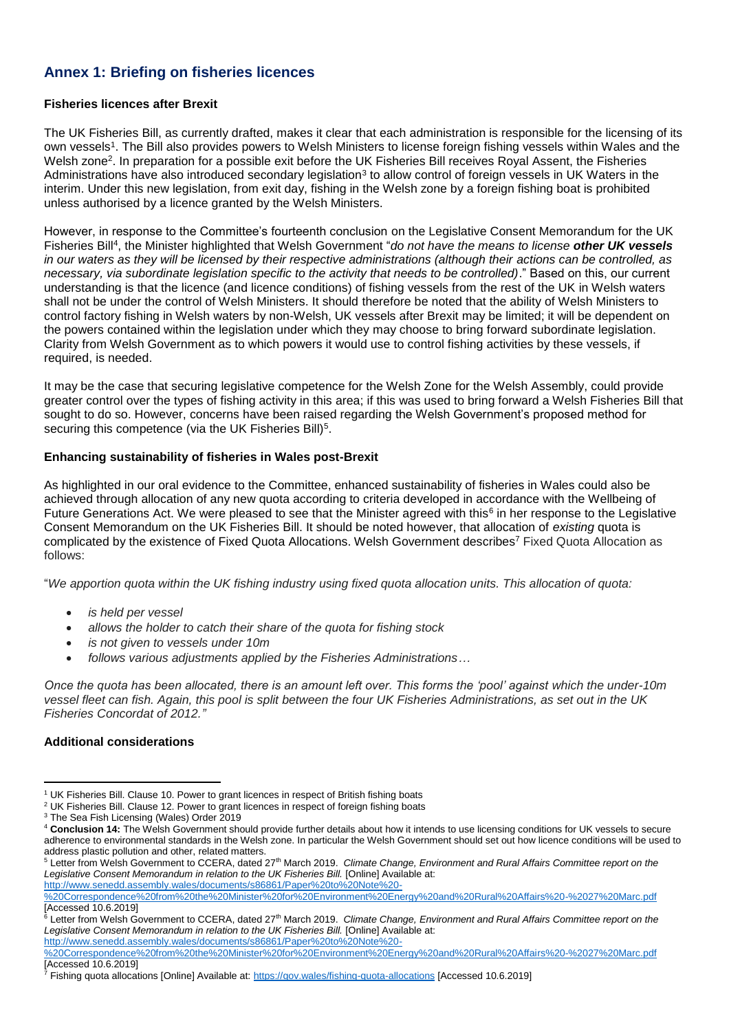## Annex 1: Briefing on fisheries licences

### Fisheries licences after Brexit

The UK Fisheries Bill, as currently drafted, makes it clear that each administration is responsible for the licensing of its own vessels[1]. The Bill also provides powers to Welsh Ministers to license foreign fishing vessels within Wales and the Welsh zone[2]. In preparation for a possible exit before the UK Fisheries Bill receives Royal Assent, the Fisheries Administrations have also introduced secondary legislation[3] to allow control of foreign vessels in UK Waters in the interim. Under this new legislation, from exit day, fishing in the Welsh zone by a foreign fishing boat is prohibited unless authorised by a licence granted by the Welsh Ministers.

However, in response to the Committee's fourteenth conclusion on the Legislative Consent Memorandum for the UK Fisheries Bill[4], the Minister highlighted that Welsh Government "*do not have the means to license **other UK vessels** in our waters as they will be licensed by their respective administrations (although their actions can be controlled, as necessary, via subordinate legislation specific to the activity that needs to be controlled)*." Based on this, our current understanding is that the licence (and licence conditions) of fishing vessels from the rest of the UK in Welsh waters shall not be under the control of Welsh Ministers. It should therefore be noted that the ability of Welsh Ministers to control factory fishing in Welsh waters by non-Welsh, UK vessels after Brexit may be limited; it will be dependent on the powers contained within the legislation under which they may choose to bring forward subordinate legislation. Clarity from Welsh Government as to which powers it would use to control fishing activities by these vessels, if required, is needed.

It may be the case that securing legislative competence for the Welsh Zone for the Welsh Assembly, could provide greater control over the types of fishing activity in this area; if this was used to bring forward a Welsh Fisheries Bill that sought to do so. However, concerns have been raised regarding the Welsh Government's proposed method for securing this competence (via the UK Fisheries Bill)[5].

### Enhancing sustainability of fisheries in Wales post-Brexit

As highlighted in our oral evidence to the Committee, enhanced sustainability of fisheries in Wales could also be achieved through allocation of any new quota according to criteria developed in accordance with the Wellbeing of Future Generations Act. We were pleased to see that the Minister agreed with this[6] in her response to the Legislative Consent Memorandum on the UK Fisheries Bill. It should be noted however, that allocation of *existing* quota is complicated by the existence of Fixed Quota Allocations. Welsh Government describes[7] Fixed Quota Allocation as follows:

"*We apportion quota within the UK fishing industry using fixed quota allocation units. This allocation of quota:*

- *is held per vessel*
- *allows the holder to catch their share of the quota for fishing stock*
- *is not given to vessels under 10m*
- *follows various adjustments applied by the Fisheries Administrations…*

*Once the quota has been allocated, there is an amount left over. This forms the 'pool' against which the under-10m vessel fleet can fish. Again, this pool is split between the four UK Fisheries Administrations, as set out in the UK Fisheries Concordat of 2012."*

### Additional considerations

---

[1] UK Fisheries Bill. Clause 10. Power to grant licences in respect of British fishing boats

[2] UK Fisheries Bill. Clause 12. Power to grant licences in respect of foreign fishing boats

[3] The Sea Fish Licensing (Wales) Order 2019

[4] **Conclusion 14:** The Welsh Government should provide further details about how it intends to use licensing conditions for UK vessels to secure adherence to environmental standards in the Welsh zone. In particular the Welsh Government should set out how licence conditions will be used to address plastic pollution and other, related matters.

[5] Letter from Welsh Government to CCERA, dated 27th March 2019. *Climate Change, Environment and Rural Affairs Committee report on the Legislative Consent Memorandum in relation to the UK Fisheries Bill.* [Online] Available at: http://www.senedd.assembly.wales/documents/s86861/Paper%20to%20Note%20-%20Correspondence%20from%20the%20Minister%20for%20Environment%20Energy%20and%20Rural%20Affairs%20-%2027%20Marc.pdf [Accessed 10.6.2019]

[6] Letter from Welsh Government to CCERA, dated 27th March 2019. *Climate Change, Environment and Rural Affairs Committee report on the Legislative Consent Memorandum in relation to the UK Fisheries Bill.* [Online] Available at: http://www.senedd.assembly.wales/documents/s86861/Paper%20to%20Note%20-%20Correspondence%20from%20the%20Minister%20for%20Environment%20Energy%20and%20Rural%20Affairs%20-%2027%20Marc.pdf [Accessed 10.6.2019]

[7] Fishing quota allocations [Online] Available at: https://gov.wales/fishing-quota-allocations [Accessed 10.6.2019]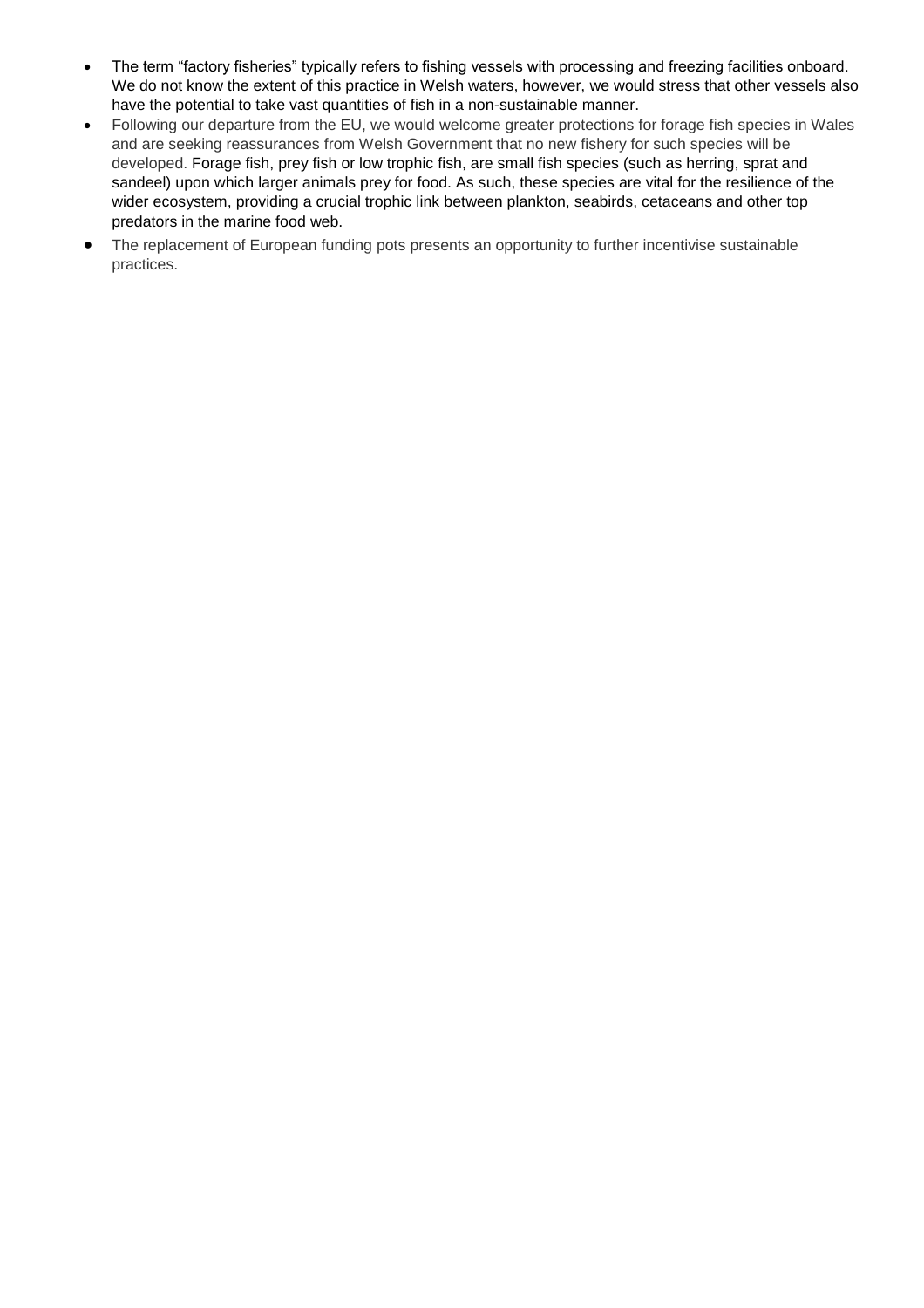- The term "factory fisheries" typically refers to fishing vessels with processing and freezing facilities onboard. We do not know the extent of this practice in Welsh waters, however, we would stress that other vessels also have the potential to take vast quantities of fish in a non-sustainable manner.
- Following our departure from the EU, we would welcome greater protections for forage fish species in Wales and are seeking reassurances from Welsh Government that no new fishery for such species will be developed. Forage fish, prey fish or low trophic fish, are small fish species (such as herring, sprat and sandeel) upon which larger animals prey for food. As such, these species are vital for the resilience of the wider ecosystem, providing a crucial trophic link between plankton, seabirds, cetaceans and other top predators in the marine food web.
- The replacement of European funding pots presents an opportunity to further incentivise sustainable practices.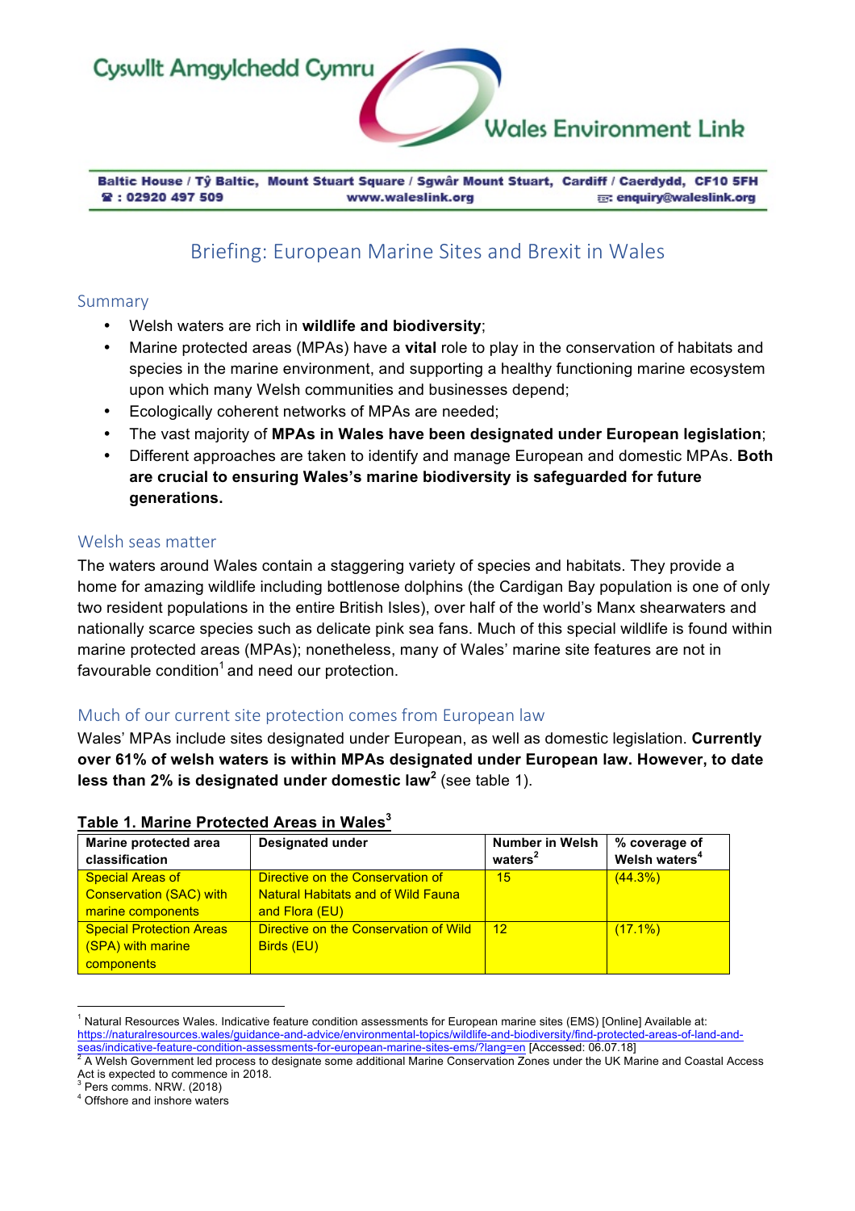Cyswllt Amgylchedd Cymru

Wales Environment Link

**Baltic House / Tŷ Baltic, Mount Stuart Square / Sgwâr Mount Stuart, Cardiff / Caerdydd, CF10 5FH**
**☎ : 02920 497 509 www.waleslink.org enquiry@waleslink.org**

# Briefing: European Marine Sites and Brexit in Wales

## Summary

- Welsh waters are rich in **wildlife and biodiversity**;
- Marine protected areas (MPAs) have a **vital** role to play in the conservation of habitats and species in the marine environment, and supporting a healthy functioning marine ecosystem upon which many Welsh communities and businesses depend;
- Ecologically coherent networks of MPAs are needed;
- The vast majority of **MPAs in Wales have been designated under European legislation**;
- Different approaches are taken to identify and manage European and domestic MPAs. **Both are crucial to ensuring Wales's marine biodiversity is safeguarded for future generations.**

## Welsh seas matter

The waters around Wales contain a staggering variety of species and habitats. They provide a home for amazing wildlife including bottlenose dolphins (the Cardigan Bay population is one of only two resident populations in the entire British Isles), over half of the world's Manx shearwaters and nationally scarce species such as delicate pink sea fans. Much of this special wildlife is found within marine protected areas (MPAs); nonetheless, many of Wales' marine site features are not in favourable condition[1] and need our protection.

## Much of our current site protection comes from European law

Wales' MPAs include sites designated under European, as well as domestic legislation. **Currently over 61% of welsh waters is within MPAs designated under European law. However, to date less than 2% is designated under domestic law[2]** (see table 1).

**Table 1. Marine Protected Areas in Wales[3]**

| Marine protected area classification | Designated under | Number in Welsh waters[2] | % coverage of Welsh waters[4] |
|---|---|---|---|
| Special Areas of Conservation (SAC) with marine components | Directive on the Conservation of Natural Habitats and of Wild Fauna and Flora (EU) | 15 | (44.3%) |
| Special Protection Areas (SPA) with marine components | Directive on the Conservation of Wild Birds (EU) | 12 | (17.1%) |

[1] Natural Resources Wales. Indicative feature condition assessments for European marine sites (EMS) [Online] Available at: https://naturalresources.wales/guidance-and-advice/environmental-topics/wildlife-and-biodiversity/find-protected-areas-of-land-and-seas/indicative-feature-condition-assessments-for-european-marine-sites-ems/?lang=en [Accessed: 06.07.18]

[2] A Welsh Government led process to designate some additional Marine Conservation Zones under the UK Marine and Coastal Access Act is expected to commence in 2018.

[3] Pers comms. NRW. (2018)

[4] Offshore and inshore waters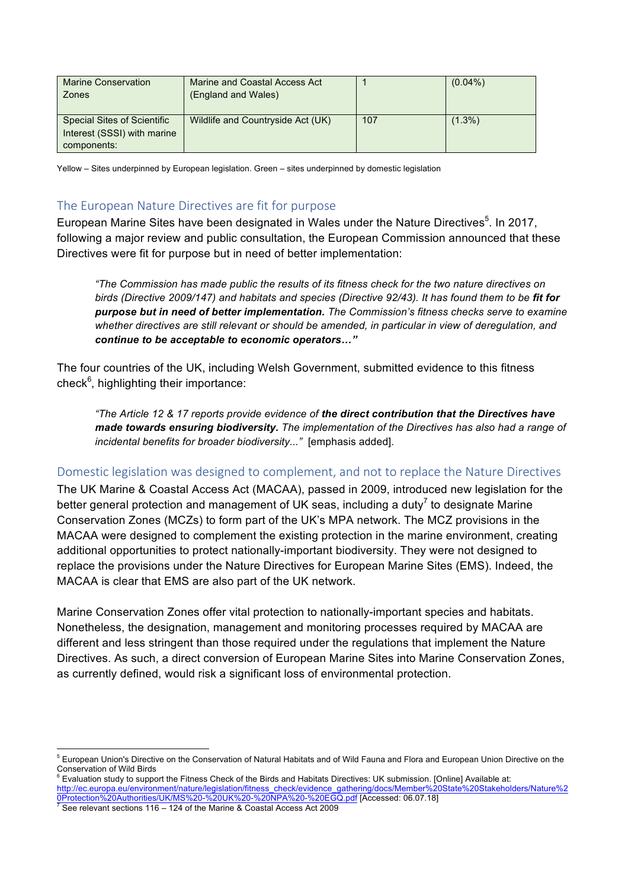| Marine Conservation Zones | Marine and Coastal Access Act (England and Wales) | 1 | (0.04%) |
|---|---|---|---|
| Special Sites of Scientific Interest (SSSI) with marine components: | Wildlife and Countryside Act (UK) | 107 | (1.3%) |

Yellow – Sites underpinned by European legislation. Green – sites underpinned by domestic legislation

## The European Nature Directives are fit for purpose

European Marine Sites have been designated in Wales under the Nature Directives[5]. In 2017, following a major review and public consultation, the European Commission announced that these Directives were fit for purpose but in need of better implementation:

> *"The Commission has made public the results of its fitness check for the two nature directives on birds (Directive 2009/147) and habitats and species (Directive 92/43). It has found them to be* ***fit for purpose but in need of better implementation.*** *The Commission's fitness checks serve to examine whether directives are still relevant or should be amended, in particular in view of deregulation, and* ***continue to be acceptable to economic operators…"***

The four countries of the UK, including Welsh Government, submitted evidence to this fitness check[6], highlighting their importance:

> *"The Article 12 & 17 reports provide evidence of* ***the direct contribution that the Directives have made towards ensuring biodiversity.*** *The implementation of the Directives has also had a range of incidental benefits for broader biodiversity..."* [emphasis added].

## Domestic legislation was designed to complement, and not to replace the Nature Directives

The UK Marine & Coastal Access Act (MACAA), passed in 2009, introduced new legislation for the better general protection and management of UK seas, including a duty[7] to designate Marine Conservation Zones (MCZs) to form part of the UK's MPA network. The MCZ provisions in the MACAA were designed to complement the existing protection in the marine environment, creating additional opportunities to protect nationally-important biodiversity. They were not designed to replace the provisions under the Nature Directives for European Marine Sites (EMS). Indeed, the MACAA is clear that EMS are also part of the UK network.

Marine Conservation Zones offer vital protection to nationally-important species and habitats. Nonetheless, the designation, management and monitoring processes required by MACAA are different and less stringent than those required under the regulations that implement the Nature Directives. As such, a direct conversion of European Marine Sites into Marine Conservation Zones, as currently defined, would risk a significant loss of environmental protection.

---

[5] European Union's Directive on the Conservation of Natural Habitats and of Wild Fauna and Flora and European Union Directive on the Conservation of Wild Birds

[6] Evaluation study to support the Fitness Check of the Birds and Habitats Directives: UK submission. [Online] Available at: http://ec.europa.eu/environment/nature/legislation/fitness_check/evidence_gathering/docs/Member%20State%20Stakeholders/Nature%20Protection%20Authorities/UK/MS%20-%20UK%20-%20NPA%20-%20EGQ.pdf [Accessed: 06.07.18]

[7] See relevant sections 116 – 124 of the Marine & Coastal Access Act 2009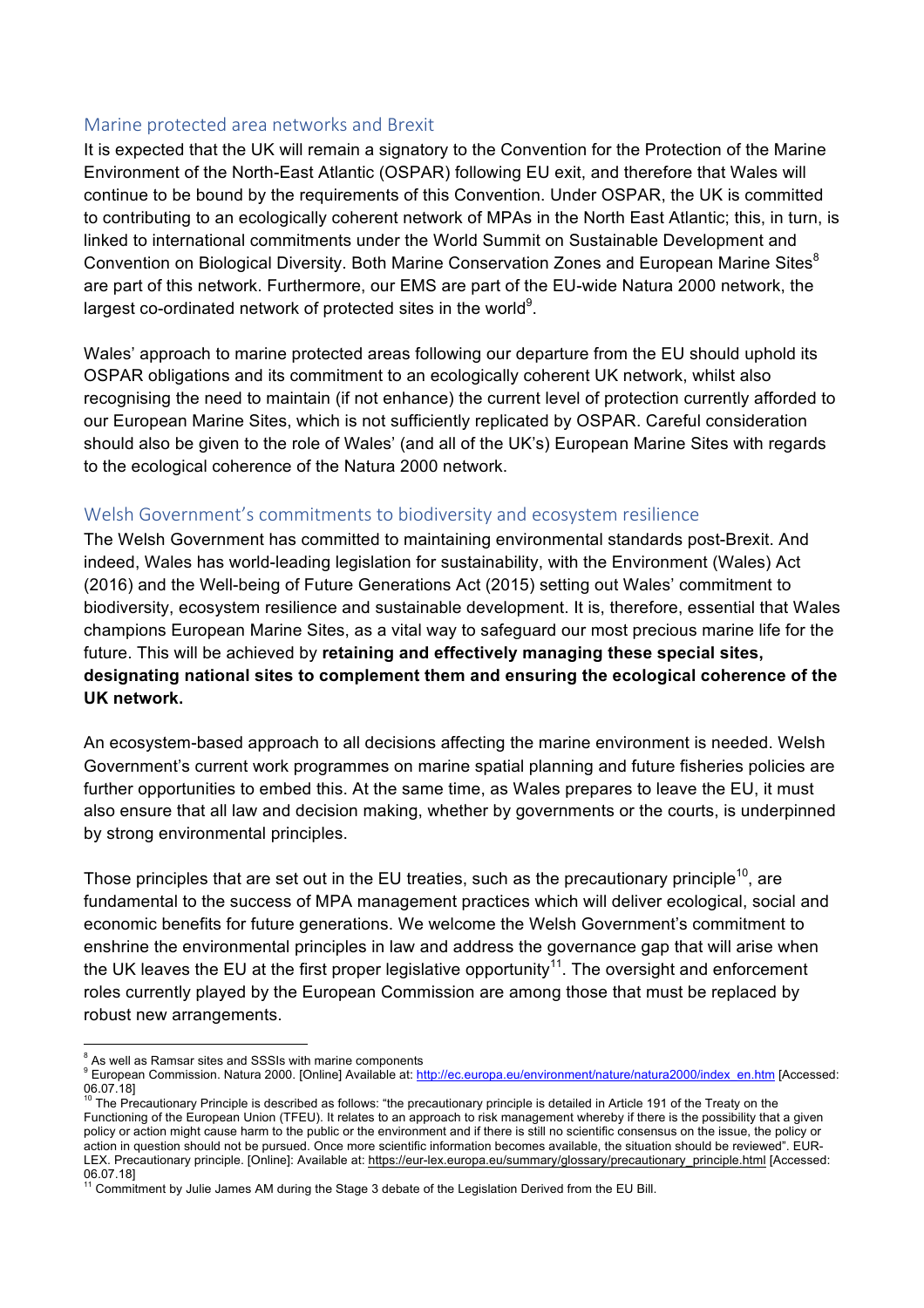## Marine protected area networks and Brexit

It is expected that the UK will remain a signatory to the Convention for the Protection of the Marine Environment of the North-East Atlantic (OSPAR) following EU exit, and therefore that Wales will continue to be bound by the requirements of this Convention. Under OSPAR, the UK is committed to contributing to an ecologically coherent network of MPAs in the North East Atlantic; this, in turn, is linked to international commitments under the World Summit on Sustainable Development and Convention on Biological Diversity. Both Marine Conservation Zones and European Marine Sites[8] are part of this network. Furthermore, our EMS are part of the EU-wide Natura 2000 network, the largest co-ordinated network of protected sites in the world[9].

Wales' approach to marine protected areas following our departure from the EU should uphold its OSPAR obligations and its commitment to an ecologically coherent UK network, whilst also recognising the need to maintain (if not enhance) the current level of protection currently afforded to our European Marine Sites, which is not sufficiently replicated by OSPAR. Careful consideration should also be given to the role of Wales' (and all of the UK's) European Marine Sites with regards to the ecological coherence of the Natura 2000 network.

## Welsh Government's commitments to biodiversity and ecosystem resilience

The Welsh Government has committed to maintaining environmental standards post-Brexit. And indeed, Wales has world-leading legislation for sustainability, with the Environment (Wales) Act (2016) and the Well-being of Future Generations Act (2015) setting out Wales' commitment to biodiversity, ecosystem resilience and sustainable development. It is, therefore, essential that Wales champions European Marine Sites, as a vital way to safeguard our most precious marine life for the future. This will be achieved by **retaining and effectively managing these special sites, designating national sites to complement them and ensuring the ecological coherence of the UK network.**

An ecosystem-based approach to all decisions affecting the marine environment is needed. Welsh Government's current work programmes on marine spatial planning and future fisheries policies are further opportunities to embed this. At the same time, as Wales prepares to leave the EU, it must also ensure that all law and decision making, whether by governments or the courts, is underpinned by strong environmental principles.

Those principles that are set out in the EU treaties, such as the precautionary principle[10], are fundamental to the success of MPA management practices which will deliver ecological, social and economic benefits for future generations. We welcome the Welsh Government's commitment to enshrine the environmental principles in law and address the governance gap that will arise when the UK leaves the EU at the first proper legislative opportunity[11]. The oversight and enforcement roles currently played by the European Commission are among those that must be replaced by robust new arrangements.

---

[8] As well as Ramsar sites and SSSIs with marine components

[9] European Commission. Natura 2000. [Online] Available at: http://ec.europa.eu/environment/nature/natura2000/index_en.htm [Accessed: 06.07.18]

[10] The Precautionary Principle is described as follows: "the precautionary principle is detailed in Article 191 of the Treaty on the Functioning of the European Union (TFEU). It relates to an approach to risk management whereby if there is the possibility that a given policy or action might cause harm to the public or the environment and if there is still no scientific consensus on the issue, the policy or action in question should not be pursued. Once more scientific information becomes available, the situation should be reviewed". EUR-LEX. Precautionary principle. [Online]: Available at: https://eur-lex.europa.eu/summary/glossary/precautionary_principle.html [Accessed: 06.07.18]

[11] Commitment by Julie James AM during the Stage 3 debate of the Legislation Derived from the EU Bill.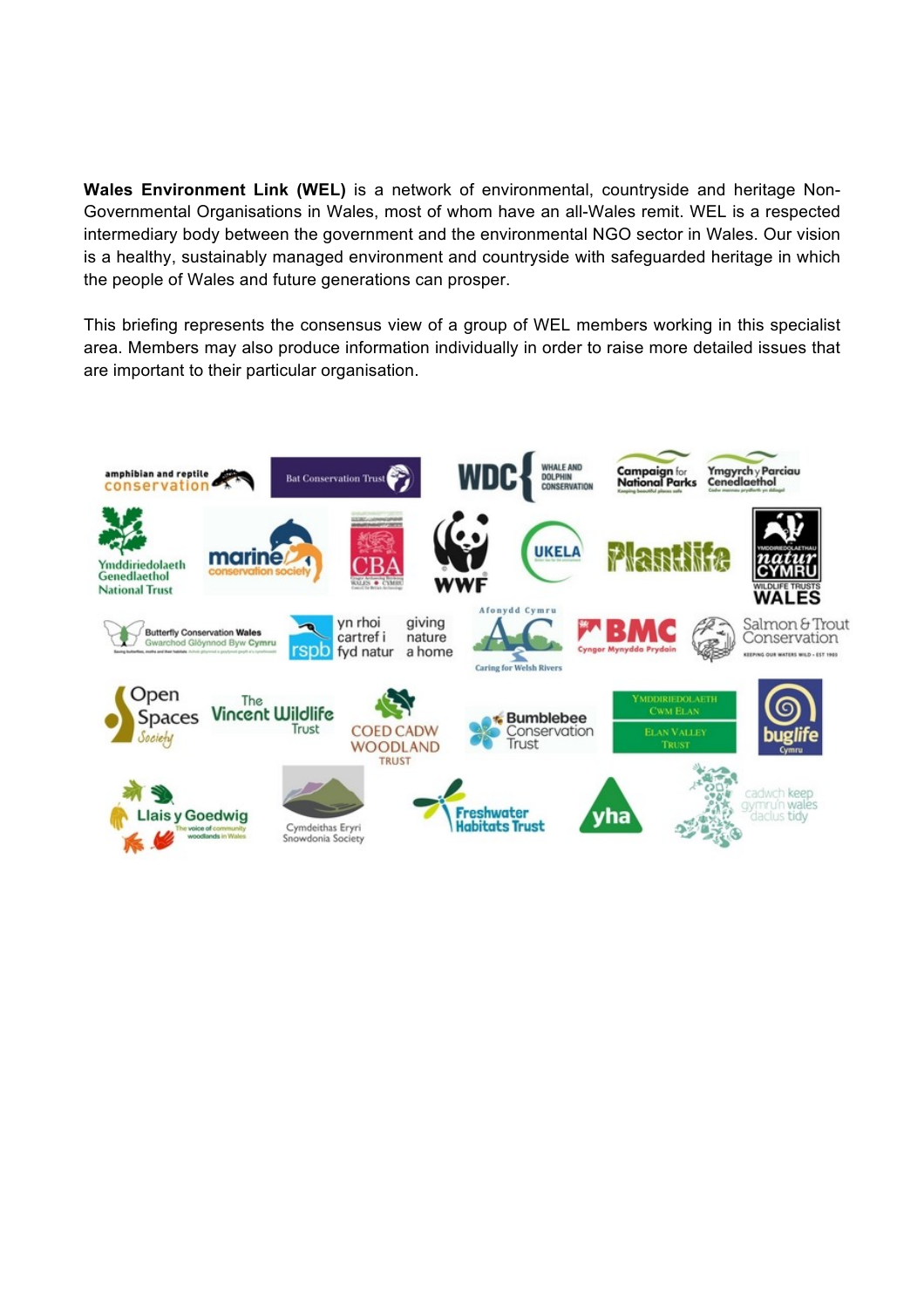**Wales Environment Link (WEL)** is a network of environmental, countryside and heritage Non-Governmental Organisations in Wales, most of whom have an all-Wales remit. WEL is a respected intermediary body between the government and the environmental NGO sector in Wales. Our vision is a healthy, sustainably managed environment and countryside with safeguarded heritage in which the people of Wales and future generations can prosper.

This briefing represents the consensus view of a group of WEL members working in this specialist area. Members may also produce information individually in order to raise more detailed issues that are important to their particular organisation.